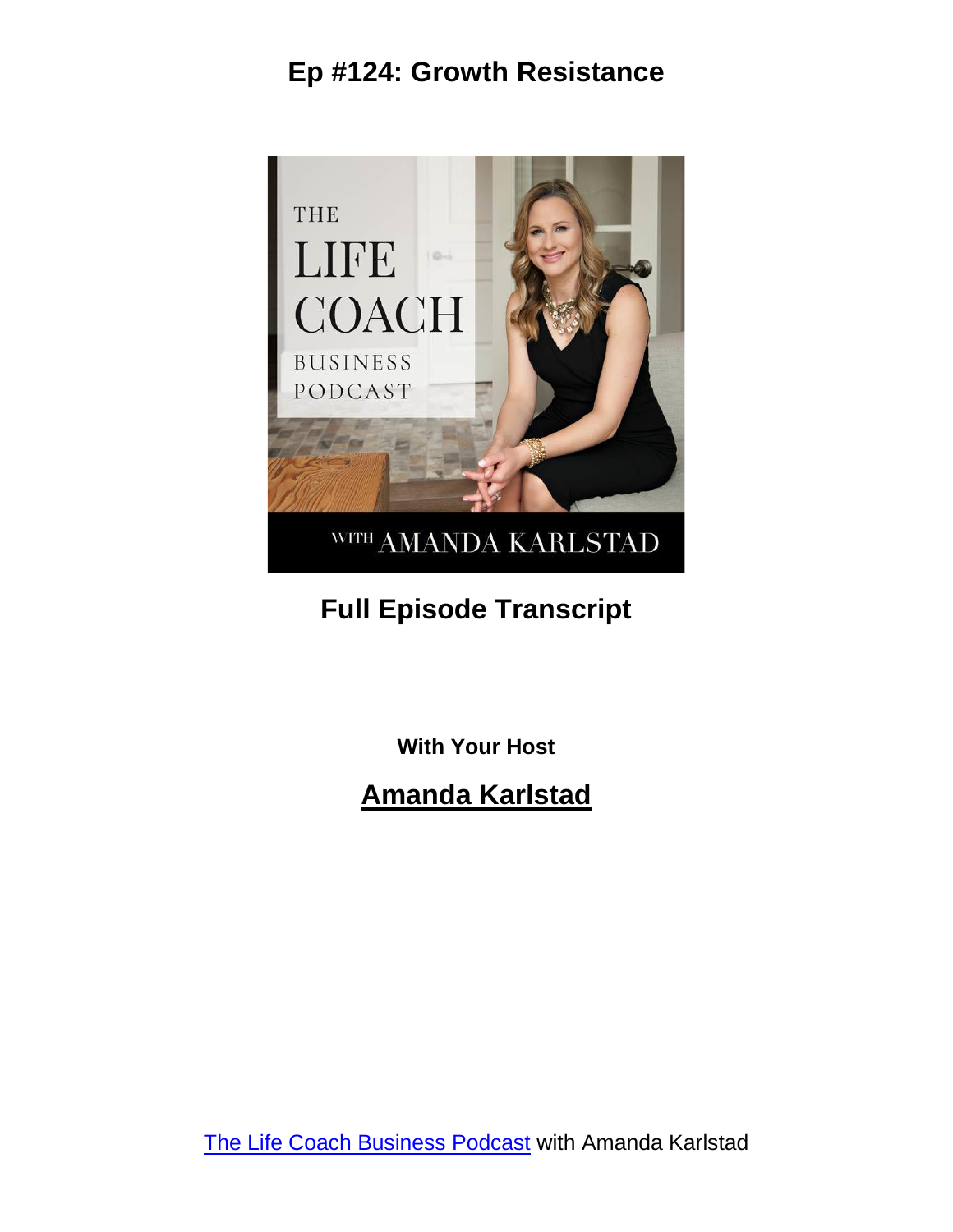# Ep #124: Growth Resistance

## Full Episode Transcript

**With Your Host**

## Amanda Karlstad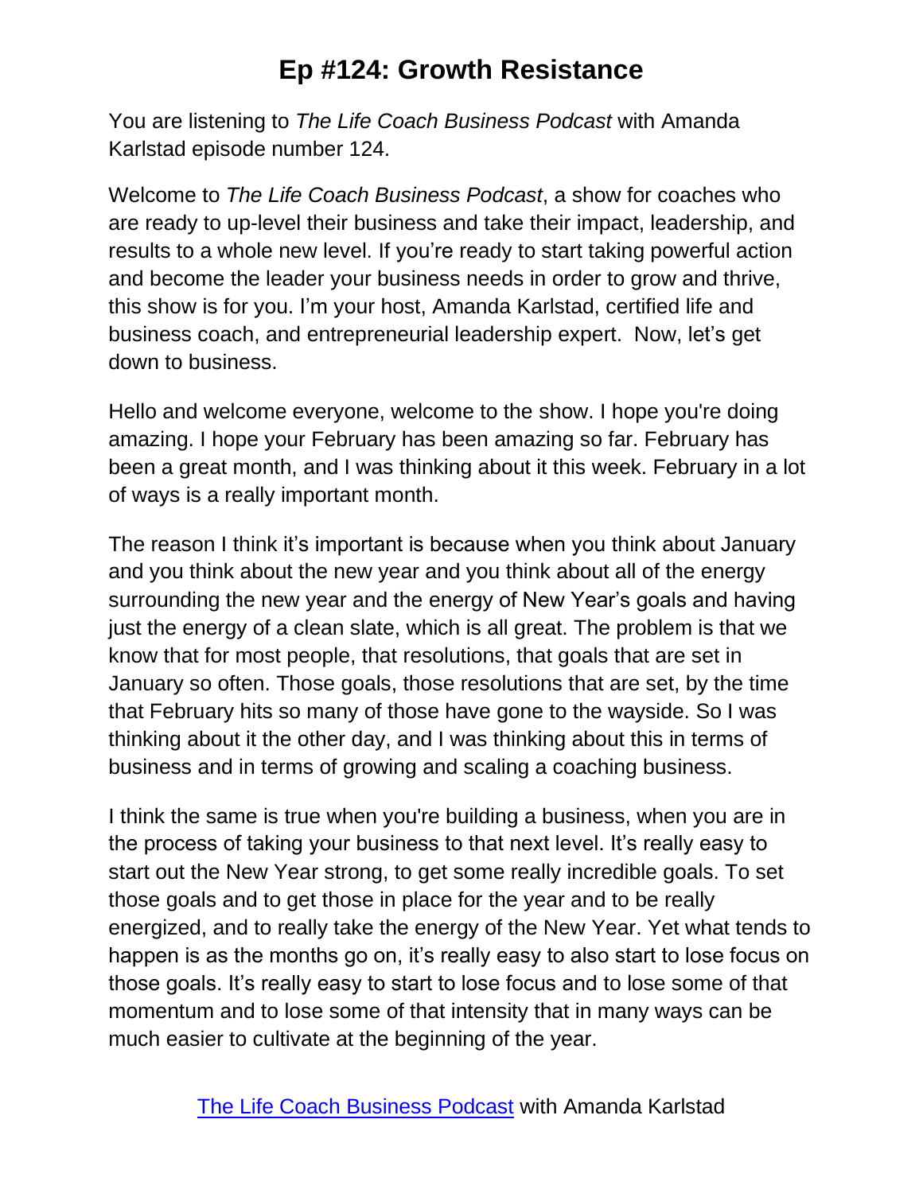# Ep #124: Growth Resistance

You are listening to *The Life Coach Business Podcast* with Amanda Karlstad episode number 124.

Welcome to *The Life Coach Business Podcast*, a show for coaches who are ready to up-level their business and take their impact, leadership, and results to a whole new level. If you're ready to start taking powerful action and become the leader your business needs in order to grow and thrive, this show is for you. I'm your host, Amanda Karlstad, certified life and business coach, and entrepreneurial leadership expert. Now, let's get down to business.

Hello and welcome everyone, welcome to the show. I hope you're doing amazing. I hope your February has been amazing so far. February has been a great month, and I was thinking about it this week. February in a lot of ways is a really important month.

The reason I think it's important is because when you think about January and you think about the new year and you think about all of the energy surrounding the new year and the energy of New Year's goals and having just the energy of a clean slate, which is all great. The problem is that we know that for most people, that resolutions, that goals that are set in January so often. Those goals, those resolutions that are set, by the time that February hits so many of those have gone to the wayside. So I was thinking about it the other day, and I was thinking about this in terms of business and in terms of growing and scaling a coaching business.

I think the same is true when you're building a business, when you are in the process of taking your business to that next level. It's really easy to start out the New Year strong, to get some really incredible goals. To set those goals and to get those in place for the year and to be really energized, and to really take the energy of the New Year. Yet what tends to happen is as the months go on, it's really easy to also start to lose focus on those goals. It's really easy to start to lose focus and to lose some of that momentum and to lose some of that intensity that in many ways can be much easier to cultivate at the beginning of the year.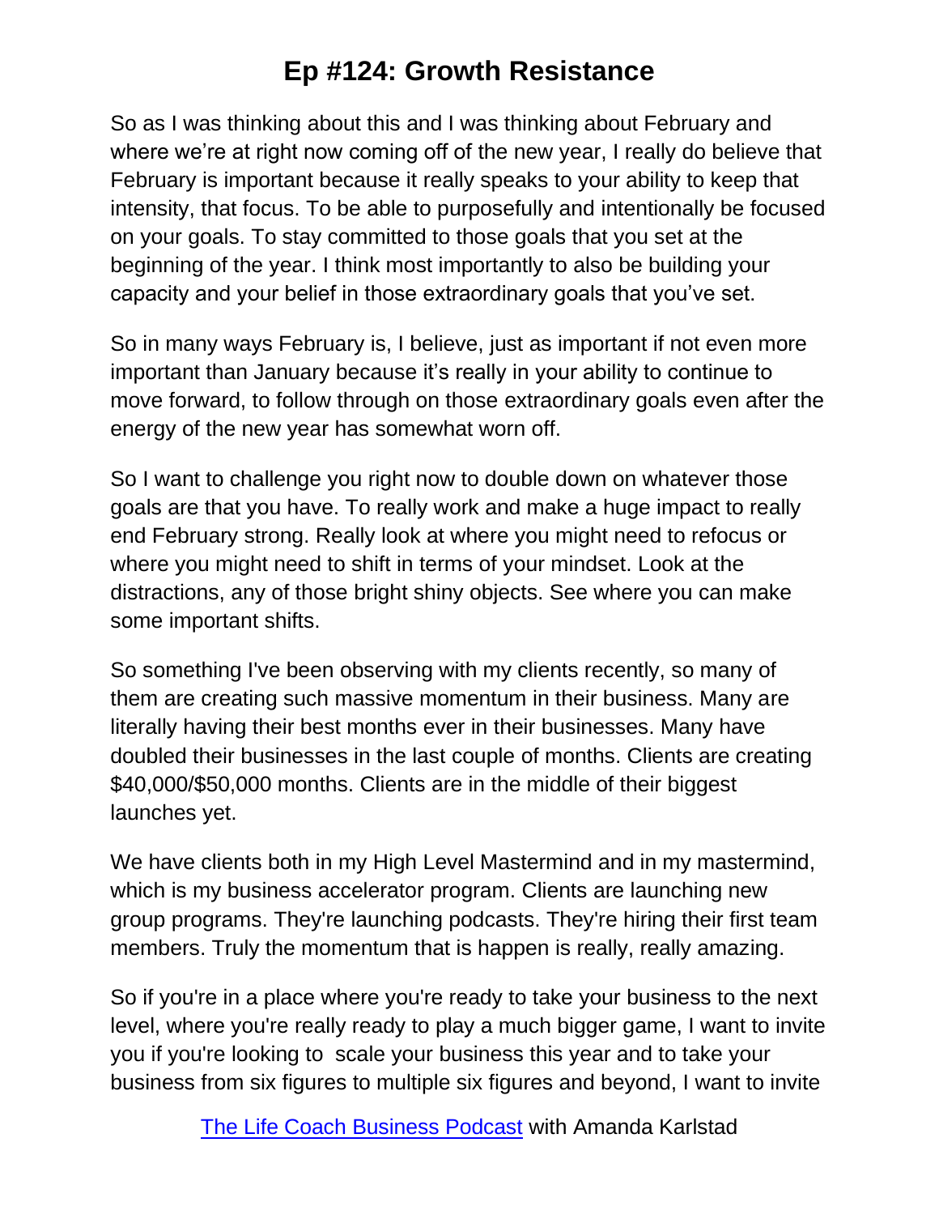So as I was thinking about this and I was thinking about February and where we're at right now coming off of the new year, I really do believe that February is important because it really speaks to your ability to keep that intensity, that focus. To be able to purposefully and intentionally be focused on your goals. To stay committed to those goals that you set at the beginning of the year. I think most importantly to also be building your capacity and your belief in those extraordinary goals that you've set.

So in many ways February is, I believe, just as important if not even more important than January because it's really in your ability to continue to move forward, to follow through on those extraordinary goals even after the energy of the new year has somewhat worn off.

So I want to challenge you right now to double down on whatever those goals are that you have. To really work and make a huge impact to really end February strong. Really look at where you might need to refocus or where you might need to shift in terms of your mindset. Look at the distractions, any of those bright shiny objects. See where you can make some important shifts.

So something I've been observing with my clients recently, so many of them are creating such massive momentum in their business. Many are literally having their best months ever in their businesses. Many have doubled their businesses in the last couple of months. Clients are creating $40,000/$50,000 months. Clients are in the middle of their biggest launches yet.

We have clients both in my High Level Mastermind and in my mastermind, which is my business accelerator program. Clients are launching new group programs. They're launching podcasts. They're hiring their first team members. Truly the momentum that is happen is really, really amazing.

So if you're in a place where you're ready to take your business to the next level, where you're really ready to play a much bigger game, I want to invite you if you're looking to scale your business this year and to take your business from six figures to multiple six figures and beyond, I want to invite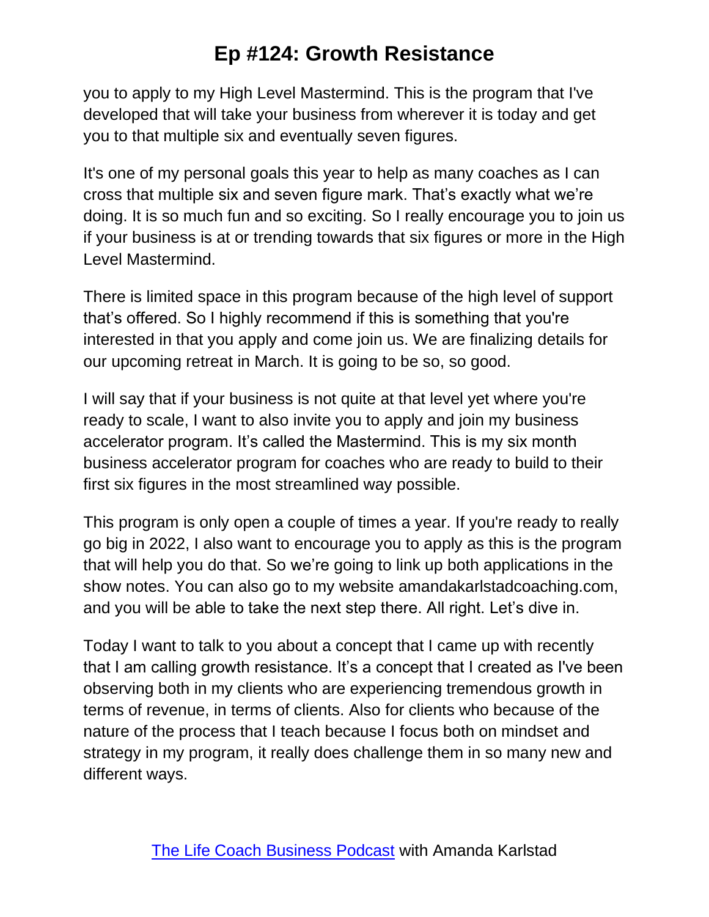you to apply to my High Level Mastermind. This is the program that I've developed that will take your business from wherever it is today and get you to that multiple six and eventually seven figures.

It's one of my personal goals this year to help as many coaches as I can cross that multiple six and seven figure mark. That's exactly what we're doing. It is so much fun and so exciting. So I really encourage you to join us if your business is at or trending towards that six figures or more in the High Level Mastermind.

There is limited space in this program because of the high level of support that's offered. So I highly recommend if this is something that you're interested in that you apply and come join us. We are finalizing details for our upcoming retreat in March. It is going to be so, so good.

I will say that if your business is not quite at that level yet where you're ready to scale, I want to also invite you to apply and join my business accelerator program. It's called the Mastermind. This is my six month business accelerator program for coaches who are ready to build to their first six figures in the most streamlined way possible.

This program is only open a couple of times a year. If you're ready to really go big in 2022, I also want to encourage you to apply as this is the program that will help you do that. So we're going to link up both applications in the show notes. You can also go to my website amandakarlstadcoaching.com, and you will be able to take the next step there. All right. Let's dive in.

Today I want to talk to you about a concept that I came up with recently that I am calling growth resistance. It's a concept that I created as I've been observing both in my clients who are experiencing tremendous growth in terms of revenue, in terms of clients. Also for clients who because of the nature of the process that I teach because I focus both on mindset and strategy in my program, it really does challenge them in so many new and different ways.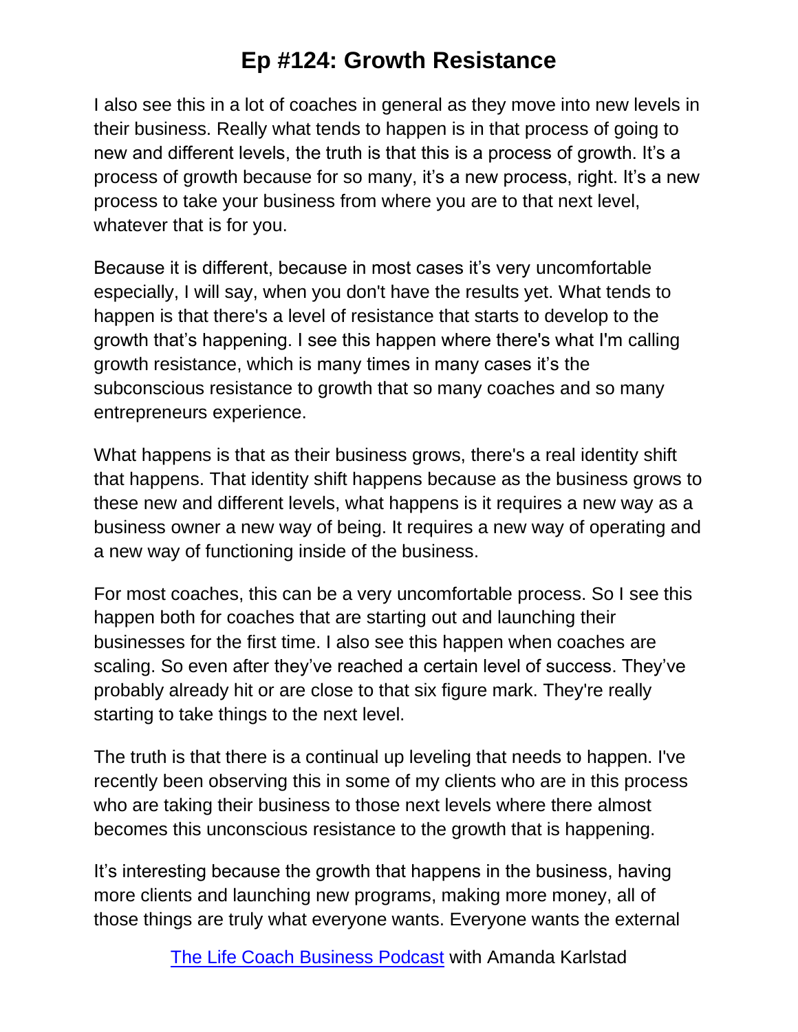I also see this in a lot of coaches in general as they move into new levels in their business. Really what tends to happen is in that process of going to new and different levels, the truth is that this is a process of growth. It's a process of growth because for so many, it's a new process, right. It's a new process to take your business from where you are to that next level, whatever that is for you.

Because it is different, because in most cases it's very uncomfortable especially, I will say, when you don't have the results yet. What tends to happen is that there's a level of resistance that starts to develop to the growth that's happening. I see this happen where there's what I'm calling growth resistance, which is many times in many cases it's the subconscious resistance to growth that so many coaches and so many entrepreneurs experience.

What happens is that as their business grows, there's a real identity shift that happens. That identity shift happens because as the business grows to these new and different levels, what happens is it requires a new way as a business owner a new way of being. It requires a new way of operating and a new way of functioning inside of the business.

For most coaches, this can be a very uncomfortable process. So I see this happen both for coaches that are starting out and launching their businesses for the first time. I also see this happen when coaches are scaling. So even after they've reached a certain level of success. They've probably already hit or are close to that six figure mark. They're really starting to take things to the next level.

The truth is that there is a continual up leveling that needs to happen. I've recently been observing this in some of my clients who are in this process who are taking their business to those next levels where there almost becomes this unconscious resistance to the growth that is happening.

It's interesting because the growth that happens in the business, having more clients and launching new programs, making more money, all of those things are truly what everyone wants. Everyone wants the external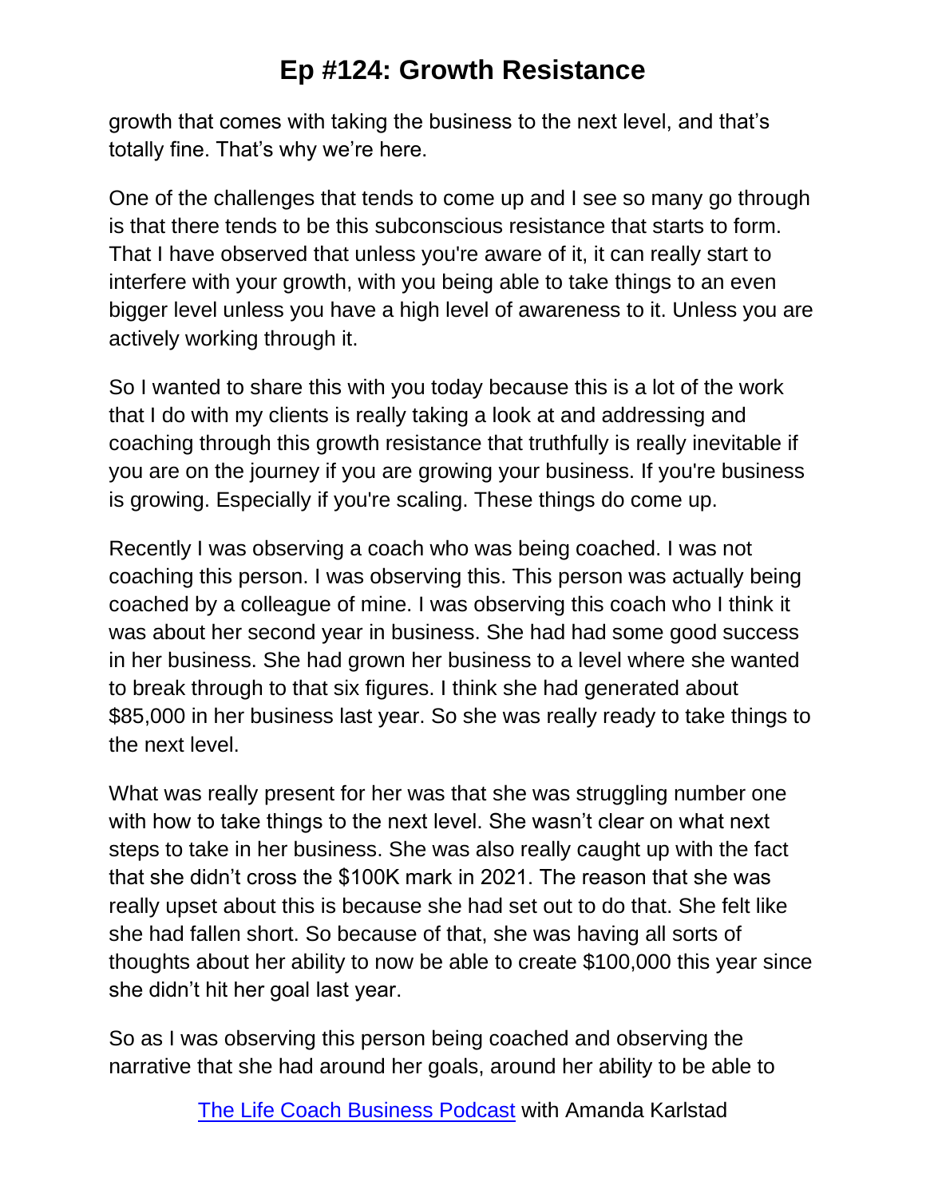growth that comes with taking the business to the next level, and that's totally fine. That's why we're here.

One of the challenges that tends to come up and I see so many go through is that there tends to be this subconscious resistance that starts to form. That I have observed that unless you're aware of it, it can really start to interfere with your growth, with you being able to take things to an even bigger level unless you have a high level of awareness to it. Unless you are actively working through it.

So I wanted to share this with you today because this is a lot of the work that I do with my clients is really taking a look at and addressing and coaching through this growth resistance that truthfully is really inevitable if you are on the journey if you are growing your business. If you're business is growing. Especially if you're scaling. These things do come up.

Recently I was observing a coach who was being coached. I was not coaching this person. I was observing this. This person was actually being coached by a colleague of mine. I was observing this coach who I think it was about her second year in business. She had had some good success in her business. She had grown her business to a level where she wanted to break through to that six figures. I think she had generated about $85,000 in her business last year. So she was really ready to take things to the next level.

What was really present for her was that she was struggling number one with how to take things to the next level. She wasn't clear on what next steps to take in her business. She was also really caught up with the fact that she didn't cross the $100K mark in 2021. The reason that she was really upset about this is because she had set out to do that. She felt like she had fallen short. So because of that, she was having all sorts of thoughts about her ability to now be able to create $100,000 this year since she didn't hit her goal last year.

So as I was observing this person being coached and observing the narrative that she had around her goals, around her ability to be able to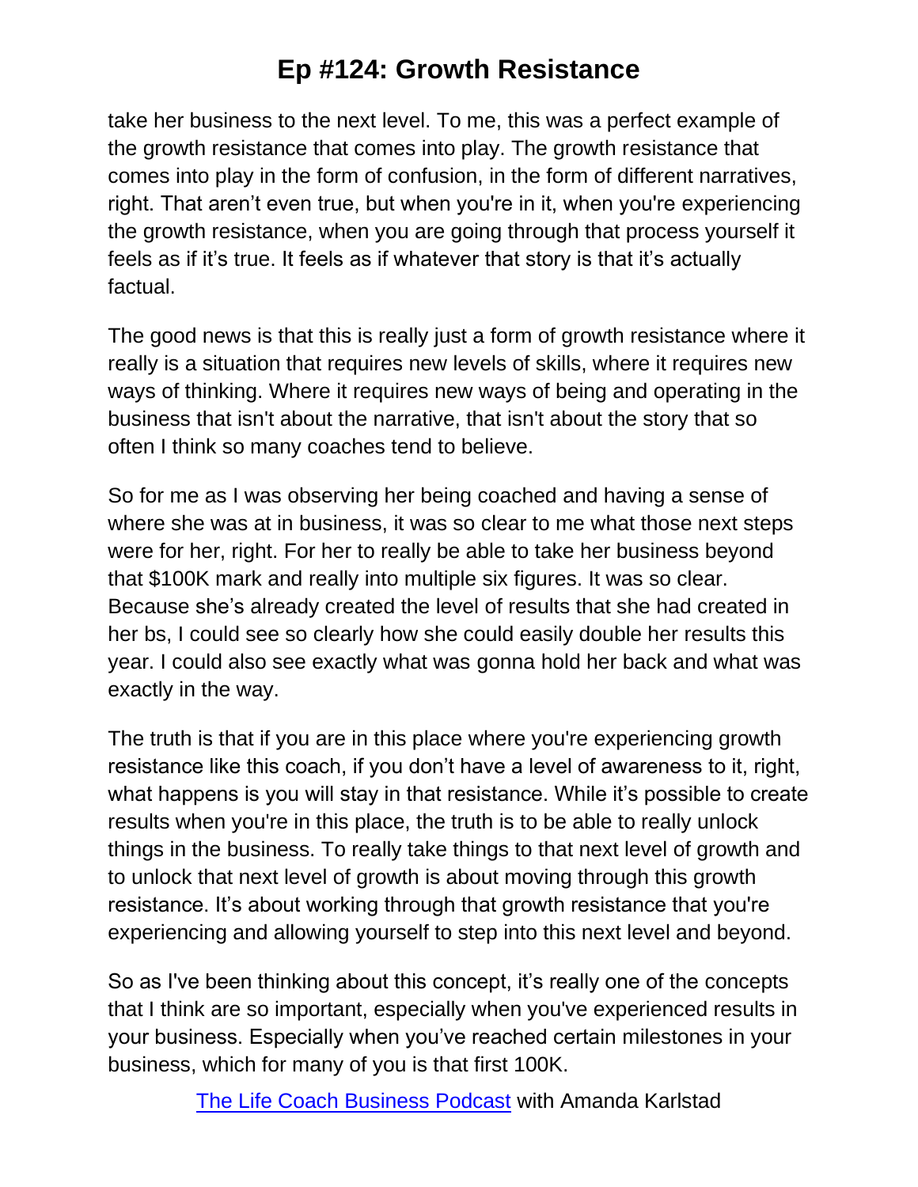take her business to the next level. To me, this was a perfect example of the growth resistance that comes into play. The growth resistance that comes into play in the form of confusion, in the form of different narratives, right. That aren't even true, but when you're in it, when you're experiencing the growth resistance, when you are going through that process yourself it feels as if it's true. It feels as if whatever that story is that it's actually factual.

The good news is that this is really just a form of growth resistance where it really is a situation that requires new levels of skills, where it requires new ways of thinking. Where it requires new ways of being and operating in the business that isn't about the narrative, that isn't about the story that so often I think so many coaches tend to believe.

So for me as I was observing her being coached and having a sense of where she was at in business, it was so clear to me what those next steps were for her, right. For her to really be able to take her business beyond that $100K mark and really into multiple six figures. It was so clear. Because she's already created the level of results that she had created in her bs, I could see so clearly how she could easily double her results this year. I could also see exactly what was gonna hold her back and what was exactly in the way.

The truth is that if you are in this place where you're experiencing growth resistance like this coach, if you don't have a level of awareness to it, right, what happens is you will stay in that resistance. While it's possible to create results when you're in this place, the truth is to be able to really unlock things in the business. To really take things to that next level of growth and to unlock that next level of growth is about moving through this growth resistance. It's about working through that growth resistance that you're experiencing and allowing yourself to step into this next level and beyond.

So as I've been thinking about this concept, it's really one of the concepts that I think are so important, especially when you've experienced results in your business. Especially when you've reached certain milestones in your business, which for many of you is that first 100K.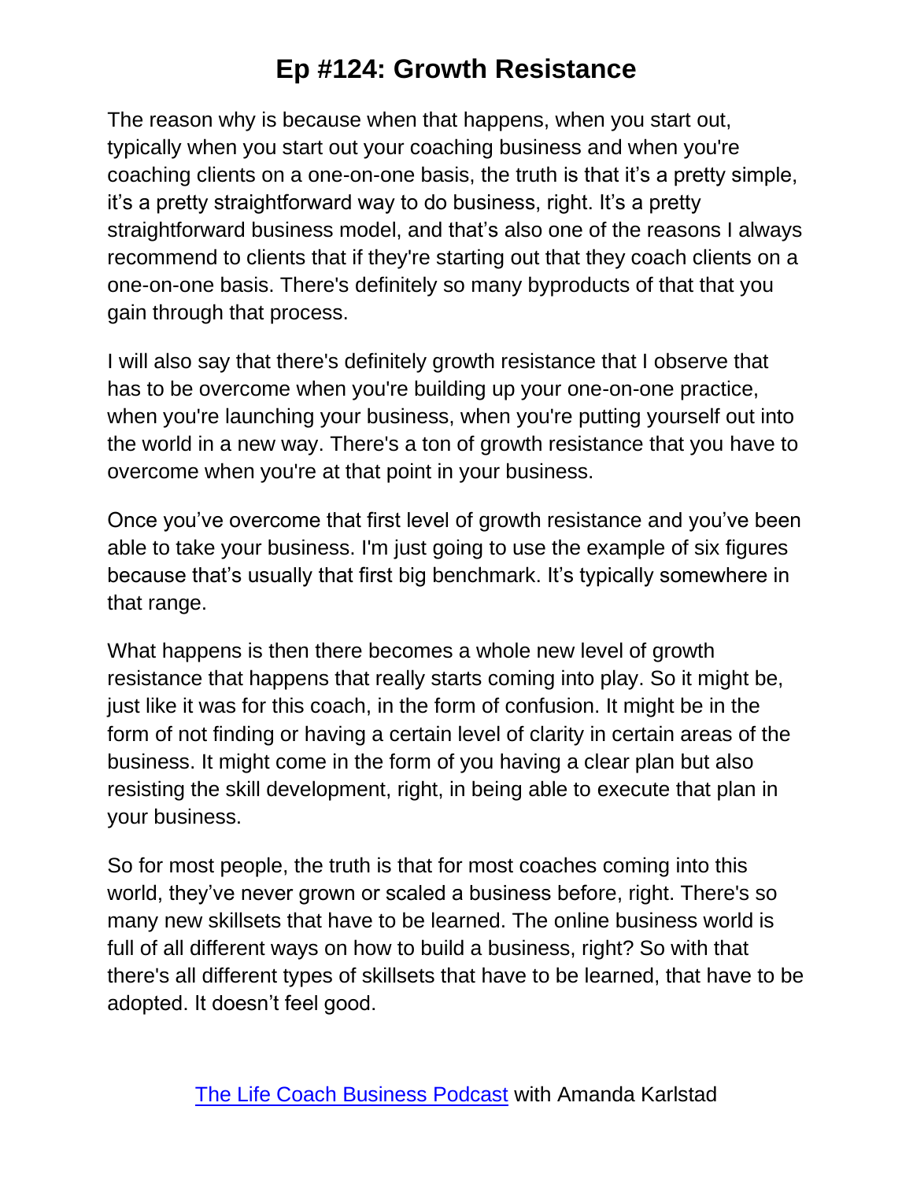The reason why is because when that happens, when you start out, typically when you start out your coaching business and when you're coaching clients on a one-on-one basis, the truth is that it's a pretty simple, it's a pretty straightforward way to do business, right. It's a pretty straightforward business model, and that's also one of the reasons I always recommend to clients that if they're starting out that they coach clients on a one-on-one basis. There's definitely so many byproducts of that that you gain through that process.

I will also say that there's definitely growth resistance that I observe that has to be overcome when you're building up your one-on-one practice, when you're launching your business, when you're putting yourself out into the world in a new way. There's a ton of growth resistance that you have to overcome when you're at that point in your business.

Once you've overcome that first level of growth resistance and you've been able to take your business. I'm just going to use the example of six figures because that's usually that first big benchmark. It's typically somewhere in that range.

What happens is then there becomes a whole new level of growth resistance that happens that really starts coming into play. So it might be, just like it was for this coach, in the form of confusion. It might be in the form of not finding or having a certain level of clarity in certain areas of the business. It might come in the form of you having a clear plan but also resisting the skill development, right, in being able to execute that plan in your business.

So for most people, the truth is that for most coaches coming into this world, they've never grown or scaled a business before, right. There's so many new skillsets that have to be learned. The online business world is full of all different ways on how to build a business, right? So with that there's all different types of skillsets that have to be learned, that have to be adopted. It doesn't feel good.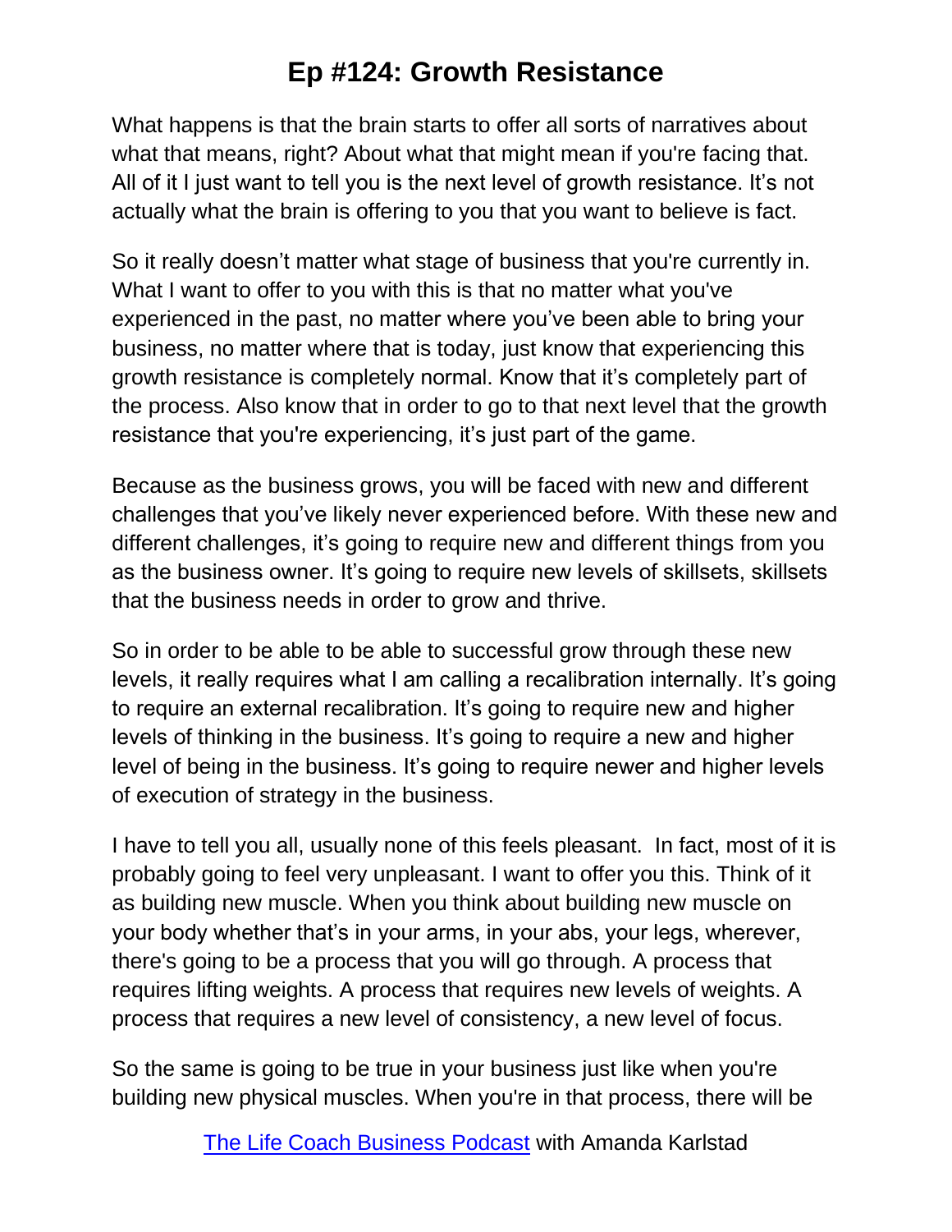What happens is that the brain starts to offer all sorts of narratives about what that means, right? About what that might mean if you're facing that. All of it I just want to tell you is the next level of growth resistance. It's not actually what the brain is offering to you that you want to believe is fact.

So it really doesn't matter what stage of business that you're currently in. What I want to offer to you with this is that no matter what you've experienced in the past, no matter where you've been able to bring your business, no matter where that is today, just know that experiencing this growth resistance is completely normal. Know that it's completely part of the process. Also know that in order to go to that next level that the growth resistance that you're experiencing, it's just part of the game.

Because as the business grows, you will be faced with new and different challenges that you've likely never experienced before. With these new and different challenges, it's going to require new and different things from you as the business owner. It's going to require new levels of skillsets, skillsets that the business needs in order to grow and thrive.

So in order to be able to be able to successful grow through these new levels, it really requires what I am calling a recalibration internally. It's going to require an external recalibration. It's going to require new and higher levels of thinking in the business. It's going to require a new and higher level of being in the business. It's going to require newer and higher levels of execution of strategy in the business.

I have to tell you all, usually none of this feels pleasant. In fact, most of it is probably going to feel very unpleasant. I want to offer you this. Think of it as building new muscle. When you think about building new muscle on your body whether that's in your arms, in your abs, your legs, wherever, there's going to be a process that you will go through. A process that requires lifting weights. A process that requires new levels of weights. A process that requires a new level of consistency, a new level of focus.

So the same is going to be true in your business just like when you're building new physical muscles. When you're in that process, there will be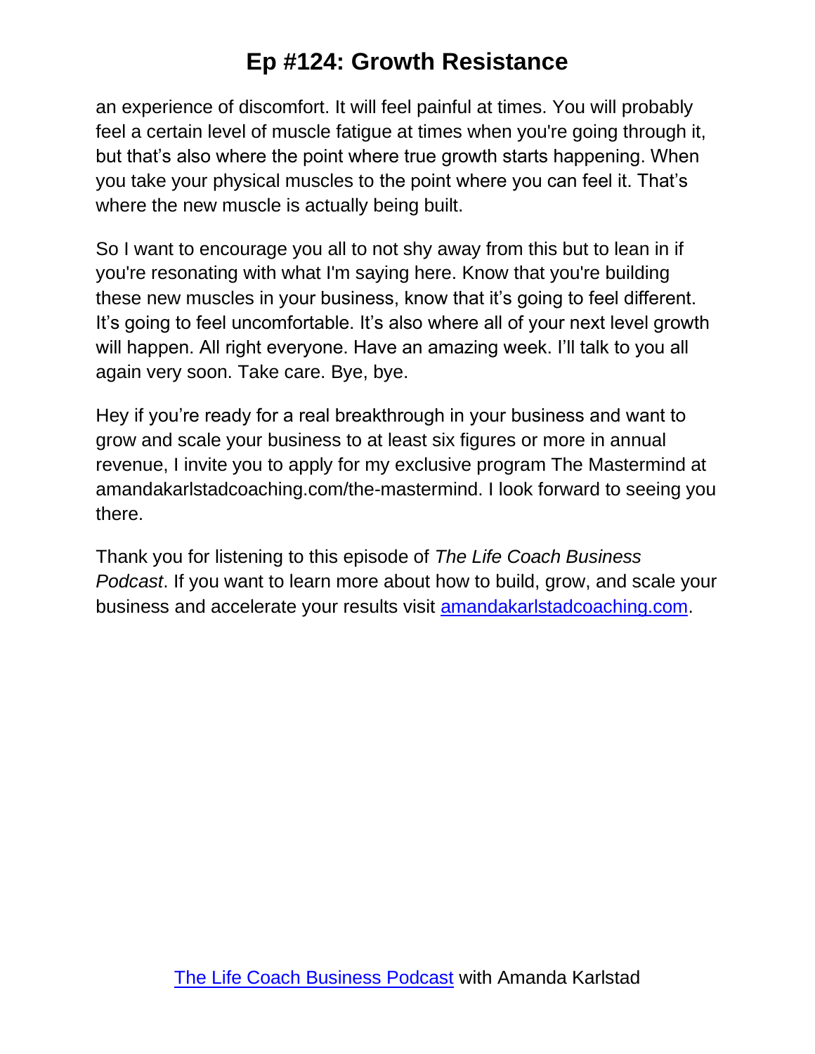an experience of discomfort. It will feel painful at times. You will probably feel a certain level of muscle fatigue at times when you're going through it, but that's also where the point where true growth starts happening. When you take your physical muscles to the point where you can feel it. That's where the new muscle is actually being built.

So I want to encourage you all to not shy away from this but to lean in if you're resonating with what I'm saying here. Know that you're building these new muscles in your business, know that it's going to feel different. It's going to feel uncomfortable. It's also where all of your next level growth will happen. All right everyone. Have an amazing week. I'll talk to you all again very soon. Take care. Bye, bye.

Hey if you're ready for a real breakthrough in your business and want to grow and scale your business to at least six figures or more in annual revenue, I invite you to apply for my exclusive program The Mastermind at amandakarlstadcoaching.com/the-mastermind. I look forward to seeing you there.

Thank you for listening to this episode of *The Life Coach Business Podcast*. If you want to learn more about how to build, grow, and scale your business and accelerate your results visit [amandakarlstadcoaching.com](amandakarlstadcoaching.com).